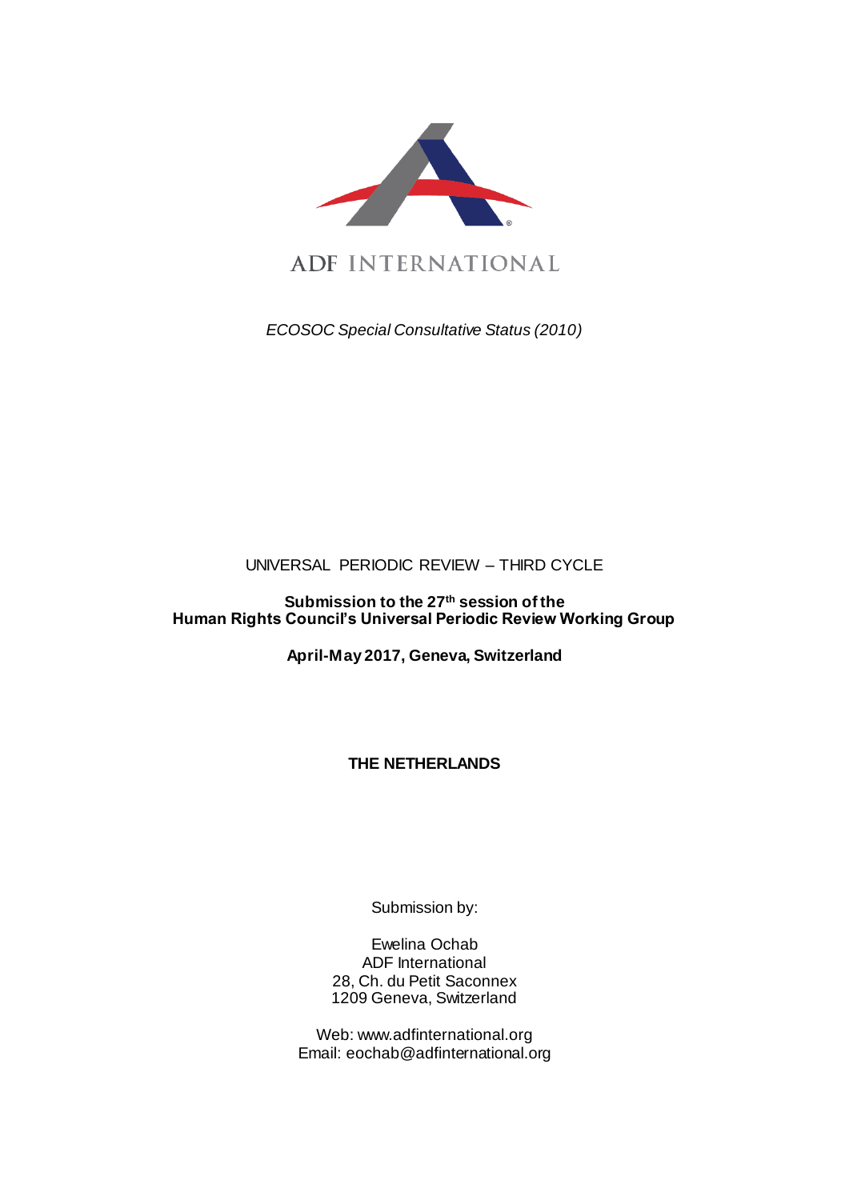ADF INTERNATIONAL

*ECOSOC Special Consultative Status (2010)*

UNIVERSAL PERIODIC REVIEW – THIRD CYCLE

**Submission to the 27th session of the Human Rights Council's Universal Periodic Review Working Group**

**April-May 2017, Geneva, Switzerland**

**THE NETHERLANDS**

Submission by:

Ewelina Ochab  
ADF International  
28, Ch. du Petit Saconnex  
1209 Geneva, Switzerland

Web: www.adfinternational.org  
Email: eochab@adfinternational.org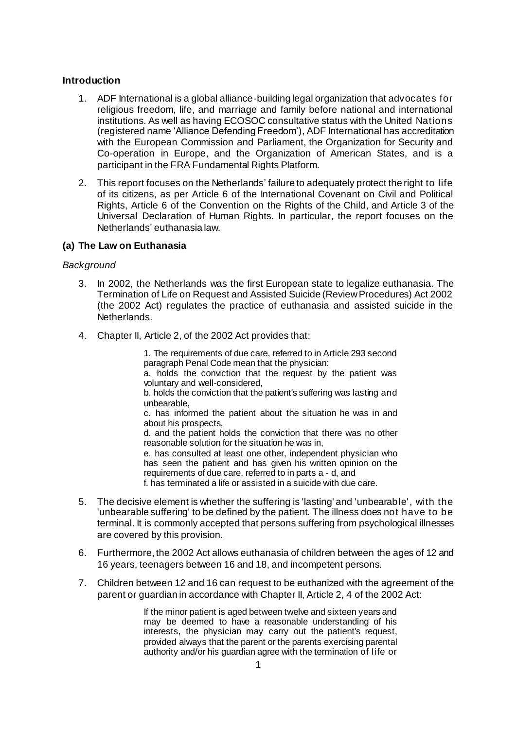### Introduction

1. ADF International is a global alliance-building legal organization that advocates for religious freedom, life, and marriage and family before national and international institutions. As well as having ECOSOC consultative status with the United Nations (registered name 'Alliance Defending Freedom'), ADF International has accreditation with the European Commission and Parliament, the Organization for Security and Co-operation in Europe, and the Organization of American States, and is a participant in the FRA Fundamental Rights Platform.

2. This report focuses on the Netherlands' failure to adequately protect the right to life of its citizens, as per Article 6 of the International Covenant on Civil and Political Rights, Article 6 of the Convention on the Rights of the Child, and Article 3 of the Universal Declaration of Human Rights. In particular, the report focuses on the Netherlands' euthanasia law.

### (a) The Law on Euthanasia

*Background*

3. In 2002, the Netherlands was the first European state to legalize euthanasia. The Termination of Life on Request and Assisted Suicide (Review Procedures) Act 2002 (the 2002 Act) regulates the practice of euthanasia and assisted suicide in the Netherlands.

4. Chapter II, Article 2, of the 2002 Act provides that:

> 1. The requirements of due care, referred to in Article 293 second paragraph Penal Code mean that the physician:
> a. holds the conviction that the request by the patient was voluntary and well-considered,
> b. holds the conviction that the patient's suffering was lasting and unbearable,
> c. has informed the patient about the situation he was in and about his prospects,
> d. and the patient holds the conviction that there was no other reasonable solution for the situation he was in,
> e. has consulted at least one other, independent physician who has seen the patient and has given his written opinion on the requirements of due care, referred to in parts a - d, and
> f. has terminated a life or assisted in a suicide with due care.

5. The decisive element is whether the suffering is 'lasting' and 'unbearable', with the 'unbearable suffering' to be defined by the patient. The illness does not have to be terminal. It is commonly accepted that persons suffering from psychological illnesses are covered by this provision.

6. Furthermore, the 2002 Act allows euthanasia of children between the ages of 12 and 16 years, teenagers between 16 and 18, and incompetent persons.

7. Children between 12 and 16 can request to be euthanized with the agreement of the parent or guardian in accordance with Chapter II, Article 2, 4 of the 2002 Act:

> If the minor patient is aged between twelve and sixteen years and may be deemed to have a reasonable understanding of his interests, the physician may carry out the patient's request, provided always that the parent or the parents exercising parental authority and/or his guardian agree with the termination of life or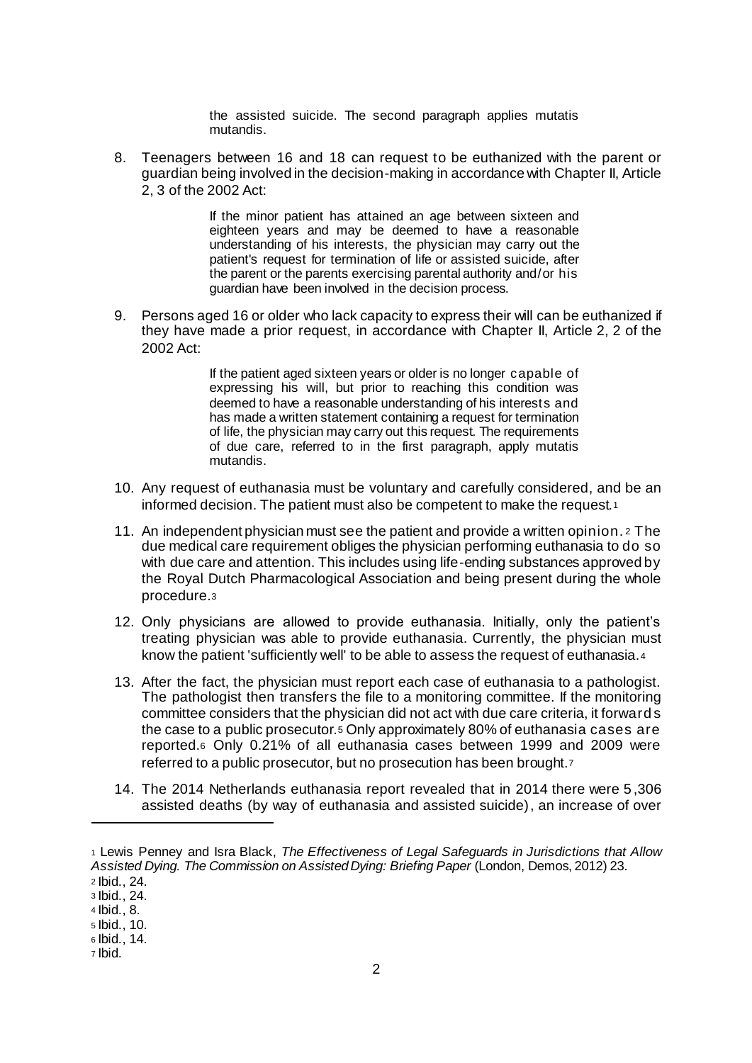> the assisted suicide. The second paragraph applies mutatis mutandis.

8. Teenagers between 16 and 18 can request to be euthanized with the parent or guardian being involved in the decision-making in accordance with Chapter II, Article 2, 3 of the 2002 Act:

> If the minor patient has attained an age between sixteen and eighteen years and may be deemed to have a reasonable understanding of his interests, the physician may carry out the patient's request for termination of life or assisted suicide, after the parent or the parents exercising parental authority and/or his guardian have been involved in the decision process.

9. Persons aged 16 or older who lack capacity to express their will can be euthanized if they have made a prior request, in accordance with Chapter II, Article 2, 2 of the 2002 Act:

> If the patient aged sixteen years or older is no longer capable of expressing his will, but prior to reaching this condition was deemed to have a reasonable understanding of his interests and has made a written statement containing a request for termination of life, the physician may carry out this request. The requirements of due care, referred to in the first paragraph, apply mutatis mutandis.

10. Any request of euthanasia must be voluntary and carefully considered, and be an informed decision. The patient must also be competent to make the request.[1]

11. An independent physician must see the patient and provide a written opinion.[2] The due medical care requirement obliges the physician performing euthanasia to do so with due care and attention. This includes using life-ending substances approved by the Royal Dutch Pharmacological Association and being present during the whole procedure.[3]

12. Only physicians are allowed to provide euthanasia. Initially, only the patient's treating physician was able to provide euthanasia. Currently, the physician must know the patient 'sufficiently well' to be able to assess the request of euthanasia.[4]

13. After the fact, the physician must report each case of euthanasia to a pathologist. The pathologist then transfers the file to a monitoring committee. If the monitoring committee considers that the physician did not act with due care criteria, it forwards the case to a public prosecutor.[5] Only approximately 80% of euthanasia cases are reported.[6] Only 0.21% of all euthanasia cases between 1999 and 2009 were referred to a public prosecutor, but no prosecution has been brought.[7]

14. The 2014 Netherlands euthanasia report revealed that in 2014 there were 5,306 assisted deaths (by way of euthanasia and assisted suicide), an increase of over

---

[1] Lewis Penney and Isra Black, *The Effectiveness of Legal Safeguards in Jurisdictions that Allow Assisted Dying. The Commission on Assisted Dying: Briefing Paper* (London, Demos, 2012) 23.

[2] Ibid., 24.

[3] Ibid., 24.

[4] Ibid., 8.

[5] Ibid., 10.

[6] Ibid., 14.

[7] Ibid.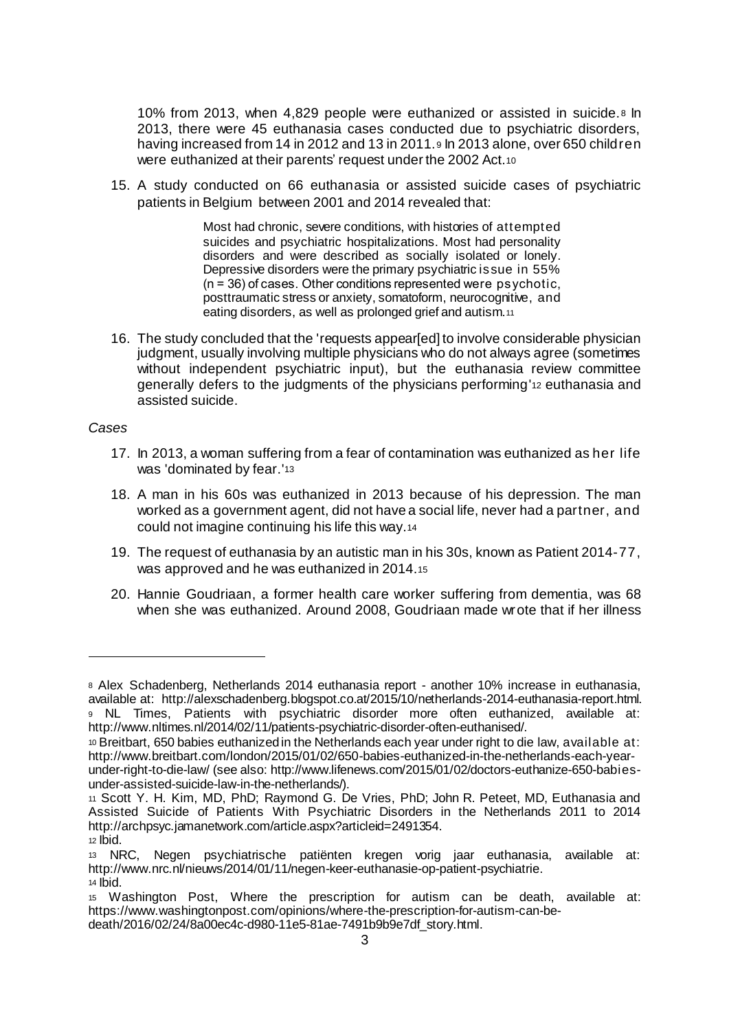10% from 2013, when 4,829 people were euthanized or assisted in suicide.[8] In 2013, there were 45 euthanasia cases conducted due to psychiatric disorders, having increased from 14 in 2012 and 13 in 2011.[9] In 2013 alone, over 650 children were euthanized at their parents' request under the 2002 Act.[10]

15. A study conducted on 66 euthanasia or assisted suicide cases of psychiatric patients in Belgium between 2001 and 2014 revealed that:

> Most had chronic, severe conditions, with histories of attempted suicides and psychiatric hospitalizations. Most had personality disorders and were described as socially isolated or lonely. Depressive disorders were the primary psychiatric issue in 55% (n = 36) of cases. Other conditions represented were psychotic, posttraumatic stress or anxiety, somatoform, neurocognitive, and eating disorders, as well as prolonged grief and autism.[11]

16. The study concluded that the 'requests appear[ed] to involve considerable physician judgment, usually involving multiple physicians who do not always agree (sometimes without independent psychiatric input), but the euthanasia review committee generally defers to the judgments of the physicians performing'[12] euthanasia and assisted suicide.

*Cases*

17. In 2013, a woman suffering from a fear of contamination was euthanized as her life was 'dominated by fear.'[13]

18. A man in his 60s was euthanized in 2013 because of his depression. The man worked as a government agent, did not have a social life, never had a partner, and could not imagine continuing his life this way.[14]

19. The request of euthanasia by an autistic man in his 30s, known as Patient 2014-77, was approved and he was euthanized in 2014.[15]

20. Hannie Goudriaan, a former health care worker suffering from dementia, was 68 when she was euthanized. Around 2008, Goudriaan made wrote that if her illness

---

[8] Alex Schadenberg, Netherlands 2014 euthanasia report - another 10% increase in euthanasia, available at: http://alexschadenberg.blogspot.co.at/2015/10/netherlands-2014-euthanasia-report.html.

[9] NL Times, Patients with psychiatric disorder more often euthanized, available at: http://www.nltimes.nl/2014/02/11/patients-psychiatric-disorder-often-euthanised/.

[10] Breitbart, 650 babies euthanized in the Netherlands each year under right to die law, available at: http://www.breitbart.com/london/2015/01/02/650-babies-euthanized-in-the-netherlands-each-year-under-right-to-die-law/ (see also: http://www.lifenews.com/2015/01/02/doctors-euthanize-650-babies-under-assisted-suicide-law-in-the-netherlands/).

[11] Scott Y. H. Kim, MD, PhD; Raymond G. De Vries, PhD; John R. Peteet, MD, Euthanasia and Assisted Suicide of Patients With Psychiatric Disorders in the Netherlands 2011 to 2014 http://archpsyc.jamanetwork.com/article.aspx?articleid=2491354.

[12] Ibid.

[13] NRC, Negen psychiatrische patiënten kregen vorig jaar euthanasia, available at: http://www.nrc.nl/nieuws/2014/01/11/negen-keer-euthanasie-op-patient-psychiatrie.

[14] Ibid.

[15] Washington Post, Where the prescription for autism can be death, available at: https://www.washingtonpost.com/opinions/where-the-prescription-for-autism-can-be-death/2016/02/24/8a00ec4c-d980-11e5-81ae-7491b9b9e7df_story.html.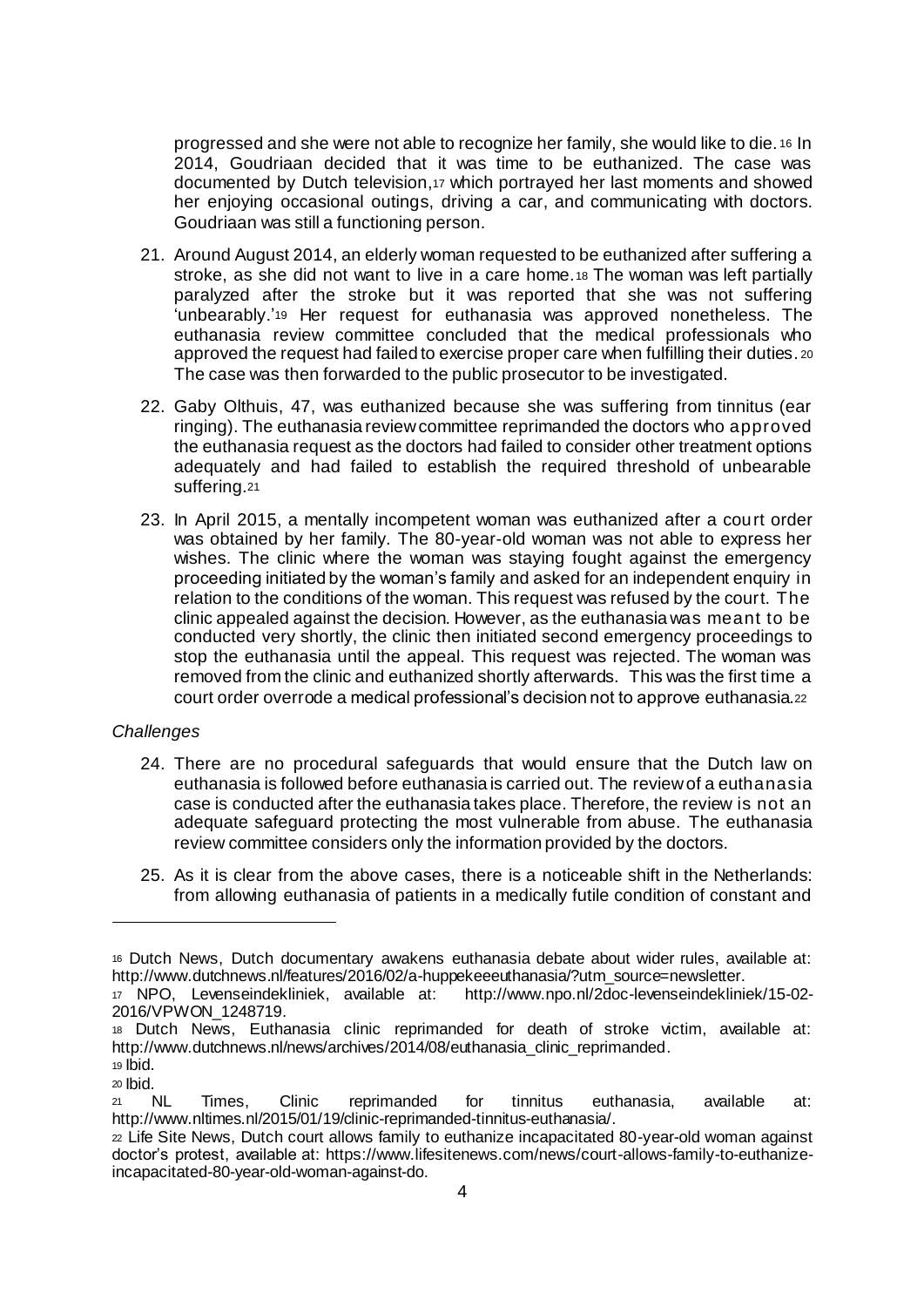progressed and she were not able to recognize her family, she would like to die.[16] In 2014, Goudriaan decided that it was time to be euthanized. The case was documented by Dutch television,[17] which portrayed her last moments and showed her enjoying occasional outings, driving a car, and communicating with doctors. Goudriaan was still a functioning person.

21. Around August 2014, an elderly woman requested to be euthanized after suffering a stroke, as she did not want to live in a care home.[18] The woman was left partially paralyzed after the stroke but it was reported that she was not suffering 'unbearably.'[19] Her request for euthanasia was approved nonetheless. The euthanasia review committee concluded that the medical professionals who approved the request had failed to exercise proper care when fulfilling their duties.[20] The case was then forwarded to the public prosecutor to be investigated.

22. Gaby Olthuis, 47, was euthanized because she was suffering from tinnitus (ear ringing). The euthanasia review committee reprimanded the doctors who approved the euthanasia request as the doctors had failed to consider other treatment options adequately and had failed to establish the required threshold of unbearable suffering.[21]

23. In April 2015, a mentally incompetent woman was euthanized after a court order was obtained by her family. The 80-year-old woman was not able to express her wishes. The clinic where the woman was staying fought against the emergency proceeding initiated by the woman's family and asked for an independent enquiry in relation to the conditions of the woman. This request was refused by the court. The clinic appealed against the decision. However, as the euthanasia was meant to be conducted very shortly, the clinic then initiated second emergency proceedings to stop the euthanasia until the appeal. This request was rejected. The woman was removed from the clinic and euthanized shortly afterwards. This was the first time a court order overrode a medical professional's decision not to approve euthanasia.[22]

*Challenges*

24. There are no procedural safeguards that would ensure that the Dutch law on euthanasia is followed before euthanasia is carried out. The review of a euthanasia case is conducted after the euthanasia takes place. Therefore, the review is not an adequate safeguard protecting the most vulnerable from abuse. The euthanasia review committee considers only the information provided by the doctors.

25. As it is clear from the above cases, there is a noticeable shift in the Netherlands: from allowing euthanasia of patients in a medically futile condition of constant and

---

[16] Dutch News, Dutch documentary awakens euthanasia debate about wider rules, available at: http://www.dutchnews.nl/features/2016/02/a-huppekeeeuthanasia/?utm_source=newsletter.

[17] NPO, Levenseindekliniek, available at: http://www.npo.nl/2doc-levenseindekliniek/15-02-2016/VPWON_1248719.

[18] Dutch News, Euthanasia clinic reprimanded for death of stroke victim, available at: http://www.dutchnews.nl/news/archives/2014/08/euthanasia_clinic_reprimanded.

[19] Ibid.

[20] Ibid.

[21] NL Times, Clinic reprimanded for tinnitus euthanasia, available at: http://www.nltimes.nl/2015/01/19/clinic-reprimanded-tinnitus-euthanasia/.

[22] Life Site News, Dutch court allows family to euthanize incapacitated 80-year-old woman against doctor's protest, available at: https://www.lifesitenews.com/news/court-allows-family-to-euthanize-incapacitated-80-year-old-woman-against-do.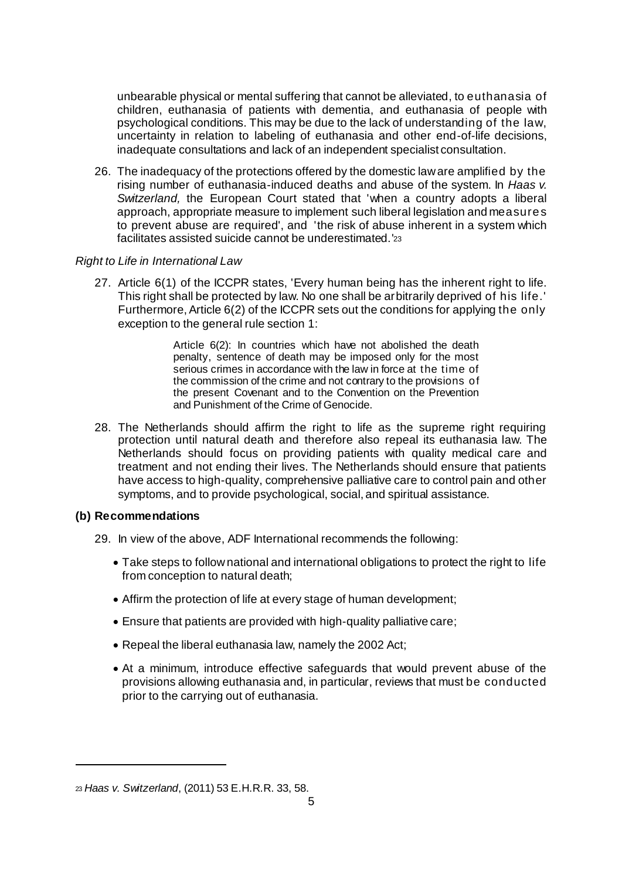unbearable physical or mental suffering that cannot be alleviated, to euthanasia of children, euthanasia of patients with dementia, and euthanasia of people with psychological conditions. This may be due to the lack of understanding of the law, uncertainty in relation to labeling of euthanasia and other end-of-life decisions, inadequate consultations and lack of an independent specialist consultation.

26. The inadequacy of the protections offered by the domestic law are amplified by the rising number of euthanasia-induced deaths and abuse of the system. In *Haas v. Switzerland,* the European Court stated that 'when a country adopts a liberal approach, appropriate measure to implement such liberal legislation and measures to prevent abuse are required', and 'the risk of abuse inherent in a system which facilitates assisted suicide cannot be underestimated.'[23]

*Right to Life in International Law*

27. Article 6(1) of the ICCPR states, 'Every human being has the inherent right to life. This right shall be protected by law. No one shall be arbitrarily deprived of his life.' Furthermore, Article 6(2) of the ICCPR sets out the conditions for applying the only exception to the general rule section 1:

> Article 6(2): In countries which have not abolished the death penalty, sentence of death may be imposed only for the most serious crimes in accordance with the law in force at the time of the commission of the crime and not contrary to the provisions of the present Covenant and to the Convention on the Prevention and Punishment of the Crime of Genocide.

28. The Netherlands should affirm the right to life as the supreme right requiring protection until natural death and therefore also repeal its euthanasia law. The Netherlands should focus on providing patients with quality medical care and treatment and not ending their lives. The Netherlands should ensure that patients have access to high-quality, comprehensive palliative care to control pain and other symptoms, and to provide psychological, social, and spiritual assistance.

**(b) Recommendations**

29. In view of the above, ADF International recommends the following:

- Take steps to follow national and international obligations to protect the right to life from conception to natural death;
- Affirm the protection of life at every stage of human development;
- Ensure that patients are provided with high-quality palliative care;
- Repeal the liberal euthanasia law, namely the 2002 Act;
- At a minimum, introduce effective safeguards that would prevent abuse of the provisions allowing euthanasia and, in particular, reviews that must be conducted prior to the carrying out of euthanasia.

---

[23] *Haas v. Switzerland*, (2011) 53 E.H.R.R. 33, 58.